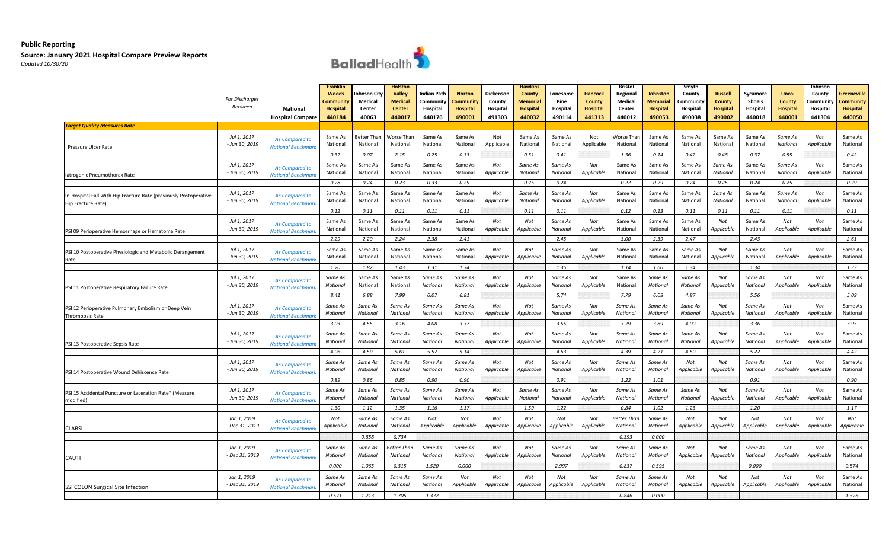**Public Reporting**
**Source: January 2021 Hospital Compare Preview Reports**
*Updated 10/30/20*

| | *For Discharges Between* | **National Hospital Compare** | **Franklin Woods Community Hospital 440184** | **Johnson City Medical Center 40063** | **Holston Valley Medical Center 440017** | **Indian Path Community Hospital 440176** | **Norton Community Hospital 490001** | **Dickenson County Hospital 491303** | **Hawkins County Memorial Hospital 440032** | **Lonesome Pine Hospital 490114** | **Hancock County Hospital 441313** | **Bristol Regional Medical Center 440012** | **Johnston Memorial Hospital 490053** | **Smyth County Community Hospital 490038** | **Russell County Hospital 490002** | **Sycamore Shoals Hospital 440018** | **Unicoi County Hospital 440001** | **Johnson County Community Hospital 441304** | **Greeneville Community Hospital 440050** |
|---|---|---|---|---|---|---|---|---|---|---|---|---|---|---|---|---|---|---|---|
| ***Target Quality Measures Rate*** | | | | | | | | | | | | | | | | | | | |
| Pressure Ulcer Rate | Jul 1, 2017 - Jun 30, 2019 | As Compared to National Benchmark | Same As National | Better Than National | Worse Than National | Same As National | Same As National | Not Applicable | Same As National | Same As National | Not Applicable | Worse Than National | Same As National | Same As National | Same As National | Same As National | Same As National | Not Applicable | Same As National |
| | | | 0.32 | 0.07 | 2.15 | 0.25 | 0.33 | | 0.51 | 0.41 | | 1.36 | 0.14 | 0.42 | 0.48 | 0.37 | 0.55 | | 0.42 |
| Iatrogenic Pneumothorax Rate | Jul 1, 2017 - Jun 30, 2019 | As Compared to National Benchmark | Same As National | Same As National | Same As National | Same As National | Same As National | Not Applicable | Same As National | Same As National | Not Applicable | Same As National | Same As National | Same As National | Same As National | Same As National | Same As National | Not Applicable | Same As National |
| | | | 0.28 | 0.24 | 0.23 | 0.33 | 0.29 | | 0.25 | 0.24 | | 0.22 | 0.29 | 0.24 | 0.25 | 0.24 | 0.25 | | 0.29 |
| In-Hospital Fall With Hip Fracture Rate (previously Postoperative Hip Fracture Rate) | Jul 1, 2017 - Jun 30, 2019 | As Compared to National Benchmark | Same As National | Same As National | Same As National | Same As National | Same As National | Not Applicable | Same As National | Same As National | Not Applicable | Same As National | Same As National | Same As National | Same As National | Same As National | Same As National | Not Applicable | Same As National |
| | | | 0.12 | 0.11 | 0.11 | 0.11 | 0.11 | | 0.11 | 0.11 | | 0.12 | 0.13 | 0.11 | 0.11 | 0.11 | 0.11 | | 0.11 |
| PSI 09 Perioperative Hemorrhage or Hematoma Rate | Jul 1, 2017 - Jun 30, 2019 | As Compared to National Benchmark | Same As National | Same As National | Same As National | Same As National | Same As National | Not Applicable | Not Applicable | Same As National | Not Applicable | Same As National | Same As National | Same As National | Not Applicable | Same As National | Not Applicable | Not Applicable | Same As National |
| | | | 2.29 | 2.20 | 2.24 | 2.38 | 2.41 | | | 2.45 | | 3.00 | 2.39 | 2.47 | | 2.43 | | | 2.61 |
| PSI 10 Postoperative Physiologic and Metabolic Derangement Rate | Jul 1, 2017 - Jun 30, 2019 | As Compared to National Benchmark | Same As National | Same As National | Same As National | Same As National | Same As National | Not Applicable | Not Applicable | Same As National | Not Applicable | Same As National | Same As National | Same As National | Not Applicable | Same As National | Not Applicable | Not Applicable | Same As National |
| | | | 1.20 | 1.82 | 1.43 | 1.31 | 1.34 | | | 1.35 | | 1.14 | 1.60 | 1.34 | | 1.34 | | | 1.33 |
| PSI 11 Postoperative Respiratory Failure Rate | Jul 1, 2017 - Jun 30, 2019 | As Compared to National Benchmark | Same As National | Same As National | Same As National | Same As National | Same As National | Not Applicable | Not Applicable | Same As National | Not Applicable | Same As National | Same As National | Same As National | Not Applicable | Same As National | Not Applicable | Not Applicable | Same As National |
| | | | 8.41 | 6.88 | 7.99 | 6.07 | 6.81 | | | 5.74 | | 7.79 | 6.08 | 4.87 | | 5.56 | | | 5.09 |
| PSI 12 Perioperative Pulmonary Embolism or Deep Vein Thrombosis Rate | Jul 1, 2017 - Jun 30, 2019 | As Compared to National Benchmark | Same As National | Same As National | Same As National | Same As National | Same As National | Not Applicable | Not Applicable | Same As National | Not Applicable | Same As National | Same As National | Same As National | Not Applicable | Same As National | Not Applicable | Not Applicable | Same As National |
| | | | 3.03 | 4.56 | 3.16 | 4.08 | 3.37 | | | 3.55 | | 3.79 | 3.89 | 4.00 | | 3.36 | | | 3.95 |
| PSI 13 Postoperative Sepsis Rate | Jul 1, 2017 - Jun 30, 2019 | As Compared to National Benchmark | Same As National | Same As National | Same As National | Same As National | Same As National | Not Applicable | Not Applicable | Same As National | Not Applicable | Same As National | Same As National | Same As National | Not Applicable | Same As National | Not Applicable | Not Applicable | Same As National |
| | | | 4.06 | 4.59 | 5.61 | 5.57 | 5.14 | | | 4.63 | | 4.39 | 4.21 | 4.50 | | 5.22 | | | 4.42 |
| PSI 14 Postoperative Wound Dehiscence Rate | Jul 1, 2017 - Jun 30, 2019 | As Compared to National Benchmark | Same As National | Same As National | Same As National | Same As National | Same As National | Not Applicable | Not Applicable | Same As National | Not Applicable | Same As National | Same As National | Not Applicable | Not Applicable | Same As National | Not Applicable | Not Applicable | Same As National |
| | | | 0.89 | 0.86 | 0.85 | 0.90 | 0.90 | | | 0.91 | | 1.22 | 1.01 | | | 0.91 | | | 0.90 |
| PSI 15 Accidental Puncture or Laceration Rate* (Measure modified) | Jul 1, 2017 - Jun 30, 2019 | As Compared to National Benchmark | Same As National | Same As National | Same As National | Same As National | Same As National | Not Applicable | Same As National | Same As National | Not Applicable | Same As National | Same As National | Same As National | Not Applicable | Same As National | Not Applicable | Not Applicable | Same As National |
| | | | 1.30 | 1.12 | 1.35 | 1.16 | 1.17 | | 1.59 | 1.22 | | 0.84 | 1.02 | 1.23 | | 1.20 | | | 1.17 |
| CLABSI | Jan 1, 2019 - Dec 31, 2019 | As Compared to National Benchmark | Not Applicable | Same As National | Same As National | Not Applicable | Not Applicable | Not Applicable | Not Applicable | Not Applicable | Not Applicable | Better Than National | Same As National | Not Applicable | Not Applicable | Not Applicable | Not Applicable | Not Applicable | Not Applicable |
| | | | | 0.858 | 0.734 | | | | | | | 0.393 | 0.000 | | | | | | |
| CAUTI | Jan 1, 2019 - Dec 31, 2019 | As Compared to National Benchmark | Same As National | Same As National | Better Than National | Same As National | Same As National | Not Applicable | Not Applicable | Same As National | Not Applicable | Same As National | Same As National | Not Applicable | Not Applicable | Same As National | Not Applicable | Not Applicable | Same As National |
| | | | 0.000 | 1.065 | 0.315 | 1.520 | 0.000 | | | 2.997 | | 0.837 | 0.595 | | | 0.000 | | | 0.574 |
| SSI COLON Surgical Site Infection | Jan 1, 2019 - Dec 31, 2019 | As Compared to National Benchmark | Same As National | Same As National | Same As National | Same As National | Not Applicable | Not Applicable | Not Applicable | Not Applicable | Not Applicable | Same As National | Same As National | Not Applicable | Not Applicable | Not Applicable | Not Applicable | Not Applicable | Same As National |
| | | | 0.571 | 1.713 | 1.705 | 1.372 | | | | | | 0.846 | 0.000 | | | | | | 1.326 |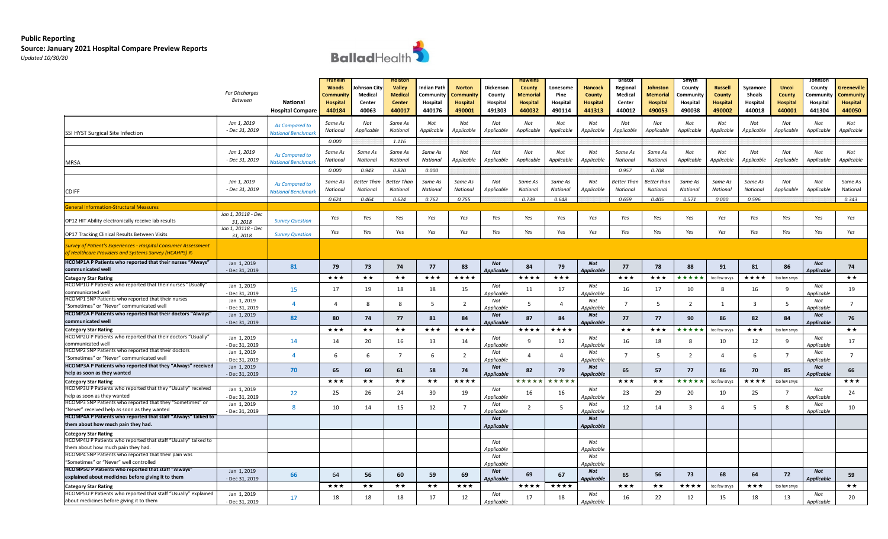**Public Reporting**

**Source: January 2021 Hospital Compare Preview Reports**

*Updated 10/30/20*

| | *For Discharges Between* | **National Hospital Compare** | **Franklin Woods Community Hospital 440184** | **Johnson City Medical Center 40063** | **Holston Valley Medical Center 440017** | **Indian Path Community Hospital 440176** | **Norton Community Hospital 490001** | **Dickenson County Hospital 491303** | **Hawkins County Memorial Hospital 440032** | **Lonesome Pine Hospital 490114** | **Hancock County Hospital 441313** | **Bristol Regional Medical Center 440012** | **Johnston Memorial Hospital 490053** | **Smyth County Community Hospital 490038** | **Russell County Hospital 490002** | **Sycamore Shoals Hospital 440018** | **Unicoi County Hospital 440001** | **Johnson County Community Hospital 441304** | **Greeneville Community Hospital 440050** |
|---|---|---|---|---|---|---|---|---|---|---|---|---|---|---|---|---|---|---|---|---|
| SSI HYST Surgical Site Infection | *Jan 1, 2019 - Dec 31, 2019* | *As Compared to National Benchmark* | *Same As National* | *Not Applicable* | *Same As National* | *Not Applicable* | *Not Applicable* | *Not Applicable* | *Not Applicable* | *Not Applicable* | *Not Applicable* | *Not Applicable* | *Not Applicable* | *Not Applicable* | *Not Applicable* | *Not Applicable* | *Not Applicable* | *Not Applicable* | *Not Applicable* |
| | | | *0.000* | | *1.116* | | | | | | | | | | | | | | |
| MRSA | *Jan 1, 2019 - Dec 31, 2019* | *As Compared to National Benchmark* | *Same As National* | *Same As National* | *Same As National* | *Same As National* | *Not Applicable* | *Not Applicable* | *Not Applicable* | *Not Applicable* | *Not Applicable* | *Same As National* | *Same As National* | *Not Applicable* | *Not Applicable* | *Not Applicable* | *Not Applicable* | *Not Applicable* | *Not Applicable* |
| | | | *0.000* | *0.943* | *0.820* | *0.000* | | | | | | *0.957* | *0.708* | | | | | | |
| CDIFF | *Jan 1, 2019 - Dec 31, 2019* | *As Compared to National Benchmark* | *Same As National* | *Better Than National* | *Better Than National* | *Same As National* | *Same As National* | *Not Applicable* | *Same As National* | *Same As National* | *Not Applicable* | *Better Than National* | *Better than National* | *Same As National* | *Same As National* | *Same As National* | *Not Applicable* | *Not Applicable* | *Same As National* |
| | | | *0.624* | *0.464* | *0.624* | *0.762* | *0.755* | | *0.739* | *0.648* | | *0.659* | *0.405* | *0.571* | *0.000* | *0.596* | | | *0.343* |
| *General Information-Structural Measures* | | | | | | | | | | | | | | | | | | | |
| OP12 HIT Ability electronically receive lab results | *Jan 1, 20118 - Dec 31, 2018* | *Survey Question* | *Yes* | *Yes* | *Yes* | *Yes* | *Yes* | *Yes* | *Yes* | *Yes* | *Yes* | *Yes* | *Yes* | *Yes* | *Yes* | *Yes* | *Yes* | *Yes* | *Yes* |
| OP17 Tracking Clinical Results Between Visits | *Jan 1, 20118 - Dec 31, 2018* | *Survey Question* | *Yes* | *Yes* | *Yes* | *Yes* | *Yes* | *Yes* | *Yes* | *Yes* | *Yes* | *Yes* | *Yes* | *Yes* | *Yes* | *Yes* | *Yes* | *Yes* | *Yes* |
| *Survey of Patient's Experiences - Hospital Consumer Assessment of Healthcare Providers and Systems Survey (HCAHPS) %* | | | | | | | | | | | | | | | | | | | |
| **HCOMP1A P Patients who reported that their nurses "Always" communicated well** | Jan 1, 2019 - Dec 31, 2019 | **81** | **79** | **73** | **74** | **77** | **83** | ***Not Applicable*** | **84** | **79** | ***Not Applicable*** | **77** | **78** | **88** | **91** | **81** | **86** | ***Not Applicable*** | **74** |
| **Category Star Rating** | | | ★★★ | ★★ | ★★ | ★★★ | ★★★★ | | ★★★★ | ★★★ | | ★★★ | ★★★ | ★★★★★ | too few srvys | ★★★★ | too few srvys | | ★★ |
| HCOMP1U P Patients who reported that their nurses "Usually" communicated well | Jan 1, 2019 - Dec 31, 2019 | 15 | 17 | 19 | 18 | 18 | 15 | *Not Applicable* | 11 | 17 | *Not Applicable* | 16 | 17 | 10 | 8 | 16 | 9 | *Not Applicable* | 19 |
| HCOMP1 SNP Patients who reported that their nurses "Sometimes" or "Never" communicated well | Jan 1, 2019 - Dec 31, 2019 | 4 | 4 | 8 | 8 | 5 | 2 | *Not Applicable* | 5 | 4 | *Not Applicable* | 7 | 5 | 2 | 1 | 3 | 5 | *Not Applicable* | 7 |
| **HCOMP2A P Patients who reported that their doctors "Always" communicated well** | Jan 1, 2019 - Dec 31, 2019 | **82** | **80** | **74** | **77** | **81** | **84** | ***Not Applicable*** | **87** | **84** | ***Not Applicable*** | **77** | **77** | **90** | **86** | **82** | **84** | ***Not Applicable*** | **76** |
| **Category Star Rating** | | | ★★★ | ★★ | ★★ | ★★★ | ★★★★ | | ★★★★ | ★★★★ | | ★★ | ★★★ | ★★★★★ | too few srvys | ★★★ | too few srvys | | ★★ |
| HCOMP2U P Patients who reported that their doctors "Usually" communicated well | Jan 1, 2019 - Dec 31, 2019 | 14 | 14 | 20 | 16 | 13 | 14 | *Not Applicable* | 9 | 12 | *Not Applicable* | 16 | 18 | 8 | 10 | 12 | 9 | *Not Applicable* | 17 |
| HCOMP2 SNP Patients who reported that their doctors "Sometimes" or "Never" communicated well | Jan 1, 2019 - Dec 31, 2019 | 4 | 6 | 6 | 7 | 6 | 2 | *Not Applicable* | 4 | 4 | *Not Applicable* | 7 | 5 | 2 | 4 | 6 | 7 | *Not Applicable* | 7 |
| **HCOMP3A P Patients who reported that they "Always" received help as soon as they wanted** | Jan 1, 2019 - Dec 31, 2019 | **70** | **65** | **60** | **61** | **58** | **74** | ***Not Applicable*** | **82** | **79** | ***Not Applicable*** | **65** | **57** | **77** | **86** | **70** | **85** | ***Not Applicable*** | **66** |
| **Category Star Rating** | | | ★★★ | ★★ | ★★ | ★★ | ★★★★ | | ★★★★★ | ★★★★★ | | ★★★ | ★★ | ★★★★★ | too few srvys | ★★★★ | too few srvys | | ★★★ |
| HCOMP3U P Patients who reported that they "Usually" received help as soon as they wanted | Jan 1, 2019 - Dec 31, 2019 | 22 | 25 | 26 | 24 | 30 | 19 | *Not Applicable* | 16 | 16 | *Not Applicable* | 23 | 29 | 20 | 10 | 25 | 7 | *Not Applicable* | 24 |
| HCOMP3 SNP Patients who reported that they "Sometimes" or "Never" received help as soon as they wanted | Jan 1, 2019 - Dec 31, 2019 | 8 | 10 | 14 | 15 | 12 | 7 | *Not Applicable* | 2 | 5 | *Not Applicable* | 12 | 14 | 3 | 4 | 5 | 8 | *Not Applicable* | 10 |
| **HCOMP4A P Patients who reported that staff "Always" talked to them about how much pain they had.** | | | | | | | | ***Not Applicable*** | | | ***Not Applicable*** | | | | | | | | |
| **Category Star Rating** | | | | | | | | | | | | | | | | | | | |
| HCOMP4U P Patients who reported that staff "Usually" talked to them about how much pain they had. | | | | | | | | *Not Applicable* | | | *Not Applicable* | | | | | | | | |
| HCOMP4 SNP Patients who reported that their pain was "Sometimes" or "Never" well controlled | | | | | | | | *Not Applicable* | | | *Not Applicable* | | | | | | | | |
| **HCOMP5U P Patients who reported that staff "Always" explained about medicines before giving it to them** | Jan 1, 2019 - Dec 31, 2019 | **66** | **64** | **56** | **60** | **59** | **69** | ***Not Applicable*** | **69** | **67** | ***Not Applicable*** | **65** | **56** | **73** | **68** | **64** | **72** | ***Not Applicable*** | **59** |
| **Category Star Rating** | | | ★★★ | ★★ | ★★ | ★★ | ★★★ | | ★★★★ | ★★★★ | | ★★★ | ★★ | ★★★★ | too few srvys | ★★★ | too few srvys | | ★★ |
| HCOMP5U P Patients who reported that staff "Usually" explained about medicines before giving it to them | Jan 1, 2019 - Dec 31, 2019 | 17 | 18 | 18 | 18 | 17 | 12 | *Not Applicable* | 17 | 18 | *Not Applicable* | 16 | 22 | 12 | 15 | 18 | 13 | *Not Applicable* | 20 |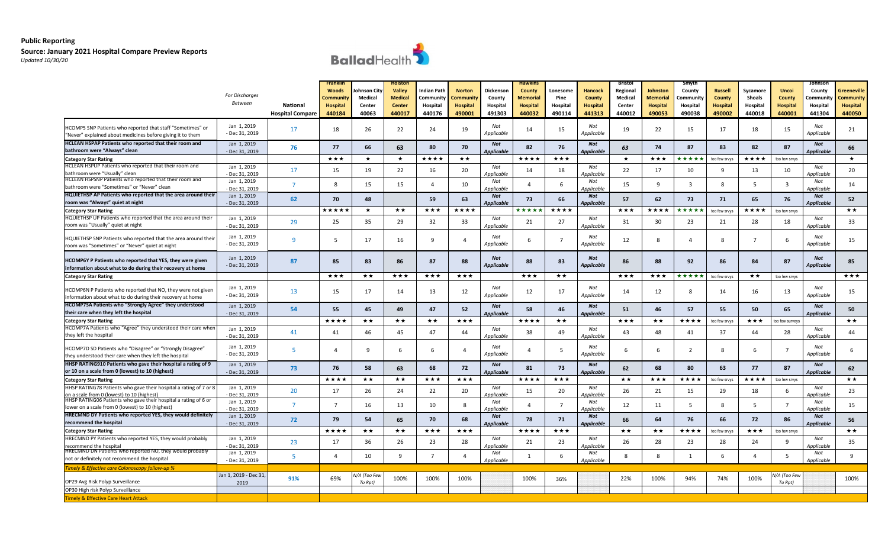**Public Reporting**
**Source: January 2021 Hospital Compare Preview Reports**
*Updated 10/30/20*

| | *For Discharges Between* | National Hospital Compare | Franklin Woods Community Hospital 440184 | Johnson City Medical Center 40063 | Holston Valley Medical Center 440017 | Indian Path Community Hospital 440176 | Norton Community Hospital 490001 | Dickenson County Hospital 491303 | Hawkins County Memorial Hospital 440032 | Lonesome Pine Hospital 490114 | Hancock County Hospital 441313 | Bristol Regional Medical Center 440012 | Johnston Memorial Hospital 490053 | Smyth County Community Hospital 490038 | Russell County Hospital 490002 | Sycamore Shoals Hospital 440018 | Unicoi County Hospital 440001 | Johnson County Community Hospital 441304 | Greeneville Community Hospital 440050 |
|---|---|---|---|---|---|---|---|---|---|---|---|---|---|---|---|---|---|---|---|
| HCOMP5 SNP Patients who reported that staff "Sometimes" or "Never" explained about medicines before giving it to them | Jan 1, 2019 - Dec 31, 2019 | 17 | 18 | 26 | 22 | 24 | 19 | *Not Applicable* | 14 | 15 | *Not Applicable* | 19 | 22 | 15 | 17 | 18 | 15 | *Not Applicable* | 21 |
| **HCLEAN HSPAP Patients who reported that their room and bathroom were "Always" clean** | Jan 1, 2019 - Dec 31, 2019 | 76 | 77 | 66 | 63 | 80 | 70 | ***Not Applicable*** | 82 | 76 | ***Not Applicable*** | 63 | 74 | 87 | 83 | 82 | 87 | ***Not Applicable*** | 66 |
| **Category Star Rating** | | | ★★★ | ★ | ★ | ★★★★ | ★★ | | ★★★★ | ★★★ | | ★ | ★★★ | ★★★★★ | too few srvys | ★★★★ | too few srvys | | ★ |
| HCLEAN HSPUP Patients who reported that their room and bathroom were "Usually" clean | Jan 1, 2019 - Dec 31, 2019 | 17 | 15 | 19 | 22 | 16 | 20 | *Not Applicable* | 14 | 18 | *Not Applicable* | 22 | 17 | 10 | 9 | 13 | 10 | *Not Applicable* | 20 |
| HCLEAN HSPSNP Patients who reported that their room and bathroom were "Sometimes" or "Never" clean | Jan 1, 2019 - Dec 31, 2019 | 7 | 8 | 15 | 15 | 4 | 10 | *Not Applicable* | 4 | 6 | *Not Applicable* | 15 | 9 | 3 | 8 | 5 | 3 | *Not Applicable* | 14 |
| **HQUIETHSP AP Patients who reported that the area around their room was "Always" quiet at night** | Jan 1, 2019 - Dec 31, 2019 | 62 | 70 | 48 | | 59 | 63 | ***Not Applicable*** | 73 | 66 | ***Not Applicable*** | 57 | 62 | 73 | 71 | 65 | 76 | ***Not Applicable*** | 52 |
| **Category Star Rating** | | | ★★★★★ | ★ | ★★ | ★★★ | ★★★★ | | ★★★★★ | ★★★★ | | ★★★ | ★★★★ | ★★★★★ | too few srvys | ★★★★ | too few srvys | | ★★ |
| HQUIETHSP UP Patients who reported that the area around their room was "Usually" quiet at night | Jan 1, 2019 - Dec 31, 2019 | 29 | 25 | 35 | 29 | 32 | 33 | *Not Applicable* | 21 | 27 | *Not Applicable* | 31 | 30 | 23 | 21 | 28 | 18 | *Not Applicable* | 33 |
| HQUIETHSP SNP Patients who reported that the area around their room was "Sometimes" or "Never" quiet at night | Jan 1, 2019 - Dec 31, 2019 | 9 | 5 | 17 | 16 | 9 | 4 | *Not Applicable* | 6 | 7 | *Not Applicable* | 12 | 8 | 4 | 8 | 7 | 6 | *Not Applicable* | 15 |
| **HCOMP6Y P Patients who reported that YES, they were given information about what to do during their recovery at home** | Jan 1, 2019 - Dec 31, 2019 | 87 | 85 | 83 | 86 | 87 | 88 | ***Not Applicable*** | 88 | 83 | ***Not Applicable*** | 86 | 88 | 92 | 86 | 84 | 87 | ***Not Applicable*** | 85 |
| **Category Star Rating** | | | ★★★ | ★★ | ★★★ | ★★★ | ★★★ | | ★★★ | ★★ | | ★★★ | ★★★ | ★★★★★ | too few srvys | ★★ | too few srvys | | ★★★ |
| HCOMP6N P Patients who reported that NO, they were not given information about what to do during their recovery at home | Jan 1, 2019 - Dec 31, 2019 | 13 | 15 | 17 | 14 | 13 | 12 | *Not Applicable* | 12 | 17 | *Not Applicable* | 14 | 12 | 8 | 14 | 16 | 13 | *Not Applicable* | 15 |
| **HCOMP7SA Patients who "Strongly Agree" they understood their care when they left the hospital** | Jan 1, 2019 - Dec 31, 2019 | 54 | 55 | 45 | 49 | 47 | 52 | ***Not Applicable*** | 58 | 46 | ***Not Applicable*** | 51 | 46 | 57 | 55 | 50 | 65 | ***Not Applicable*** | 50 |
| **Category Star Rating** | | | ★★★★ | ★★ | ★★ | ★★ | ★★★ | | ★★★★ | ★★ | | ★★★ | ★★ | ★★★★ | too few srvys | ★★★ | too few surveys | | ★★ |
| HCOMP7A Patients who "Agree" they understood their care when they left the hospital | Jan 1, 2019 - Dec 31, 2019 | 41 | 41 | 46 | 45 | 47 | 44 | *Not Applicable* | 38 | 49 | *Not Applicable* | 43 | 48 | 41 | 37 | 44 | 28 | *Not Applicable* | 44 |
| HCOMP7D SD Patients who "Disagree" or "Strongly Disagree" they understood their care when they left the hospital | Jan 1, 2019 - Dec 31, 2019 | 5 | 4 | 9 | 6 | 6 | 4 | *Not Applicable* | 4 | 5 | *Not Applicable* | 6 | 6 | 2 | 8 | 6 | 7 | *Not Applicable* | 6 |
| **HHSP RATING910 Patients who gave their hospital a rating of 9 or 10 on a scale from 0 (lowest) to 10 (highest)** | Jan 1, 2019 - Dec 31, 2019 | 73 | 76 | 58 | 63 | 68 | 72 | ***Not Applicable*** | 81 | 73 | ***Not Applicable*** | 62 | 68 | 80 | 63 | 77 | 87 | ***Not Applicable*** | 62 |
| **Category Star Rating** | | | ★★★★ | ★★ | ★★ | ★★★ | ★★★ | | ★★★★ | ★★★ | | ★★ | ★★★ | ★★★★ | too few srvys | ★★★★ | too few srvys | | ★★ |
| HHSP RATING78 Patients who gave their hospital a rating of 7 or 8 on a scale from 0 (lowest) to 10 (highest) | Jan 1, 2019 - Dec 31, 2019 | 20 | 17 | 26 | 24 | 22 | 20 | *Not Applicable* | 15 | 20 | *Not Applicable* | 26 | 21 | 15 | 29 | 18 | 6 | *Not Applicable* | 23 |
| HHSP RATING06 Patients who gave their hospital a rating of 6 or lower on a scale from 0 (lowest) to 10 (highest) | Jan 1, 2019 - Dec 31, 2019 | 7 | 7 | 16 | 13 | 10 | 8 | *Not Applicable* | 4 | 7 | *Not Applicable* | 12 | 11 | 5 | 8 | 5 | 7 | *Not Applicable* | 15 |
| **HRECMND DY Patients who reported YES, they would definitely recommend the hospital** | Jan 1, 2019 - Dec 31, 2019 | 72 | 79 | 54 | 65 | 70 | 68 | ***Not Applicable*** | 78 | 71 | ***Not Applicable*** | 66 | 64 | 76 | 66 | 72 | 86 | ***Not Applicable*** | 56 |
| **Category Star Rating** | | | ★★★★ | ★★ | ★★ | ★★★ | ★★★ | | ★★★★ | ★★★ | | ★★ | ★★ | ★★★★ | too few srvys | ★★★ | too few srvys | | ★★ |
| HRECMND PY Patients who reported YES, they would probably recommend the hospital | Jan 1, 2019 - Dec 31, 2019 | 23 | 17 | 36 | 26 | 23 | 28 | *Not Applicable* | 21 | 23 | *Not Applicable* | 26 | 28 | 23 | 28 | 24 | 9 | *Not Applicable* | 35 |
| HRECMND DN Patients who reported NO, they would probably not or definitely not recommend the hospital | Jan 1, 2019 - Dec 31, 2019 | 5 | 4 | 10 | 9 | 7 | 4 | *Not Applicable* | 1 | 6 | *Not Applicable* | 8 | 8 | 1 | 6 | 4 | 5 | *Not Applicable* | 9 |
| *Timely & Effective care Colonoscopy follow-up %* | | | | | | | | | | | | | | | | | | | |
| OP29 Avg Risk Polyp Surveillance | Jan 1, 2019 - Dec 31, 2019 | 91% | 69% | *N/A (Too Few To Rpt)* | 100% | 100% | 100% | | 100% | 36% | | 22% | 100% | 94% | 74% | 100% | *N/A (Too Few To Rpt)* | | 100% |
| OP30 High risk Polyp Surveillance | | | | | | | | | | | | | | | | | | | |
| *Timely & Effective Care Heart Attack* | | | | | | | | | | | | | | | | | | | |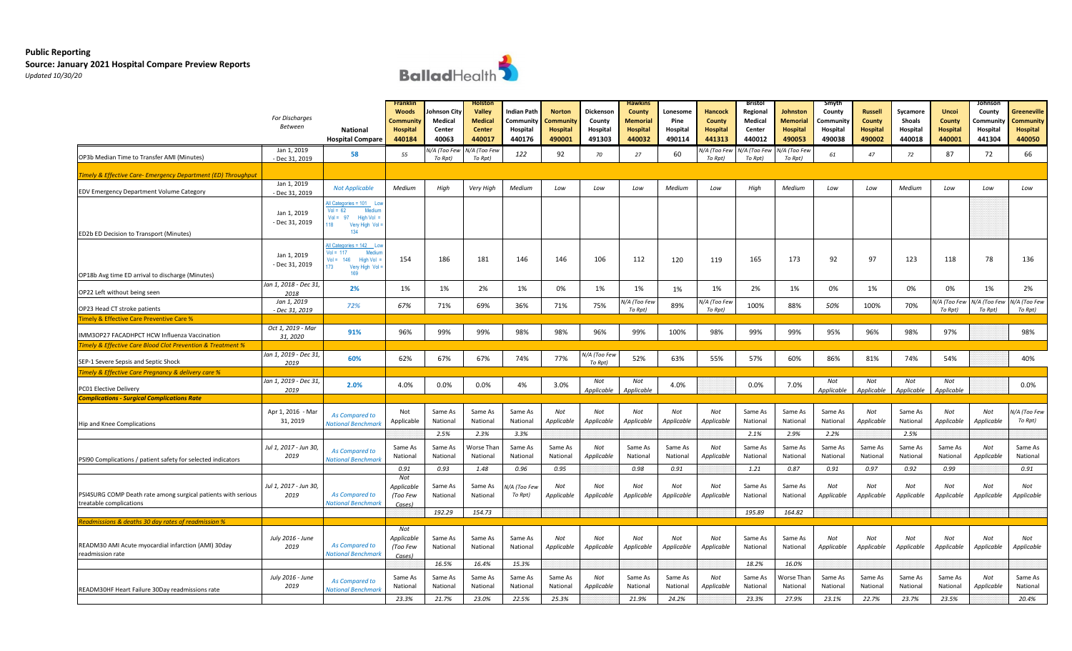**Public Reporting**
**Source: January 2021 Hospital Compare Preview Reports**
*Updated 10/30/20*

| | For Discharges Between | National Hospital Compare | Franklin Woods Community Hospital 440184 | Johnson City Medical Center 40063 | Holston Valley Medical Center 440017 | Indian Path Community Hospital 440176 | Norton Community Hospital 490001 | Dickenson County Hospital 491303 | Hawkins County Memorial Hospital 440032 | Lonesome Pine Hospital 490114 | Hancock County Hospital 441313 | Bristol Regional Medical Center 440012 | Johnston Memorial Hospital 490053 | Smyth County Community Hospital 490038 | Russell County Hospital 490002 | Sycamore Shoals Hospital 440018 | Unicoi County Hospital 440001 | Johnson County Community Hospital 441304 | Greeneville Community Hospital 440050 |
|---|---|---|---|---|---|---|---|---|---|---|---|---|---|---|---|---|---|---|---|
| OP3b Median Time to Transfer AMI (Minutes) | Jan 1, 2019 - Dec 31, 2019 | 58 | 55 | N/A (Too Few To Rpt) | N/A (Too Few To Rpt) | 122 | 92 | 70 | 27 | 60 | N/A (Too Few To Rpt) | N/A (Too Few To Rpt) | N/A (Too Few To Rpt) | 61 | 47 | 72 | 87 | 72 | 66 |
| *Timely & Effective Care- Emergency Department (ED) Throughput* | | | | | | | | | | | | | | | | | | | |
| EDV Emergency Department Volume Category | Jan 1, 2019 - Dec 31, 2019 | Not Applicable | Medium | High | Very High | Medium | Low | Low | Low | Medium | Low | High | Medium | Low | Low | Medium | Low | Low | Low |
| ED2b ED Decision to Transport (Minutes) | Jan 1, 2019 - Dec 31, 2019 | All Categories = 101 Low Vol = 62 Medium Vol = 97 High Vol = 118 Very High Vol = 134 | | | | | | | | | | | | | | | | | |
| OP18b Avg time ED arrival to discharge (Minutes) | Jan 1, 2019 - Dec 31, 2019 | All Categories = 142 Low Vol = 117 Medium Vol = 146 High Vol = 173 Very High Vol = 169 | 154 | 186 | 181 | 146 | 146 | 106 | 112 | 120 | 119 | 165 | 173 | 92 | 97 | 123 | 118 | 78 | 136 |
| OP22 Left without being seen | Jan 1, 2018 - Dec 31, 2018 | 2% | 1% | 1% | 2% | 1% | 0% | 1% | 1% | 1% | 1% | 2% | 1% | 0% | 1% | 0% | 0% | 1% | 2% |
| OP23 Head CT stroke patients | Jan 1, 2019 - Dec 31, 2019 | 72% | 67% | 71% | 69% | 36% | 71% | 75% | N/A (Too Few To Rpt) | 89% | N/A (Too Few To Rpt) | 100% | 88% | 50% | 100% | 70% | N/A (Too Few To Rpt) | N/A (Too Few To Rpt) | N/A (Too Few To Rpt) |
| *Timely & Effective Care Preventive Care %* | | | | | | | | | | | | | | | | | | | |
| IMM3OP27 FACADHPCT HCW Influenza Vaccination | Oct 1, 2019 - Mar 31, 2020 | 91% | 96% | 99% | 99% | 98% | 98% | 96% | 99% | 100% | 98% | 99% | 99% | 95% | 96% | 98% | 97% | | 98% |
| *Timely & Effective Care Blood Clot Prevention & Treatment %* | | | | | | | | | | | | | | | | | | | |
| SEP-1 Severe Sepsis and Septic Shock | Jan 1, 2019 - Dec 31, 2019 | 60% | 62% | 67% | 67% | 74% | 77% | N/A (Too Few To Rpt) | 52% | 63% | 55% | 57% | 60% | 86% | 81% | 74% | 54% | | 40% |
| *Timely & Effective Care Pregnancy & delivery care %* | | | | | | | | | | | | | | | | | | | |
| PC01 Elective Delivery | Jan 1, 2019 - Dec 31, 2019 | 2.0% | 4.0% | 0.0% | 0.0% | 4% | 3.0% | Not Applicable | Not Applicable | 4.0% | | 0.0% | 7.0% | Not Applicable | Not Applicable | Not Applicable | Not Applicable | | 0.0% |
| **Complications - Surgical Complications Rate** | | | | | | | | | | | | | | | | | | | |
| Hip and Knee Complications | Apr 1, 2016 - Mar 31, 2019 | As Compared to National Benchmark | Not Applicable | Same As National | Same As National | Same As National | Not Applicable | Not Applicable | Not Applicable | Not Applicable | Not Applicable | Same As National | Same As National | Same As National | Not Applicable | Same As National | Not Applicable | Not Applicable | N/A (Too Few To Rpt) |
| | | | | 2.5% | 2.3% | 3.3% | | | | | | 2.1% | 2.9% | 2.2% | | 2.5% | | | |
| PSI90 Complications / patient safety for selected indicators | Jul 1, 2017 - Jun 30, 2019 | As Compared to National Benchmark | Same As National | Same As National | Worse Than National | Same As National | Same As National | Not Applicable | Same As National | Same As National | Not Applicable | Same As National | Same As National | Same As National | Same As National | Same As National | Same As National | Not Applicable | Same As National |
| | | | 0.91 | 0.93 | 1.48 | 0.96 | 0.95 | | 0.98 | 0.91 | | 1.21 | 0.87 | 0.91 | 0.97 | 0.92 | 0.99 | | 0.91 |
| PSI4SURG COMP Death rate among surgical patients with serious treatable complications | Jul 1, 2017 - Jun 30, 2019 | As Compared to National Benchmark | Not Applicable (Too Few Cases) | Same As National | Same As National | N/A (Too Few To Rpt) | Not Applicable | Not Applicable | Not Applicable | Not Applicable | Not Applicable | Same As National | Same As National | Not Applicable | Not Applicable | Not Applicable | Not Applicable | Not Applicable | Not Applicable |
| | | | | 192.29 | 154.73 | | | | | | | 195.89 | 164.82 | | | | | | |
| *Readmissions & deaths 30 day rates of readmission %* | | | | | | | | | | | | | | | | | | | |
| READM30 AMI Acute myocardial infarction (AMI) 30day readmission rate | July 2016 - June 2019 | As Compared to National Benchmark | Not Applicable (Too Few Cases) | Same As National | Same As National | Same As National | Not Applicable | Not Applicable | Not Applicable | Not Applicable | Not Applicable | Same As National | Same As National | Not Applicable | Not Applicable | Not Applicable | Not Applicable | Not Applicable | Not Applicable |
| | | | | 16.5% | 16.4% | 15.3% | | | | | | 18.2% | 16.0% | | | | | | |
| READM30HF Heart Failure 30Day readmissions rate | July 2016 - June 2019 | As Compared to National Benchmark | Same As National | Same As National | Same As National | Same As National | Same As National | Not Applicable | Same As National | Same As National | Not Applicable | Same As National | Worse Than National | Same As National | Same As National | Same As National | Same As National | Not Applicable | Same As National |
| | | | 23.3% | 21.7% | 23.0% | 22.5% | 25.3% | | 21.9% | 24.2% | | 23.3% | 27.9% | 23.1% | 22.7% | 23.7% | 23.5% | | 20.4% |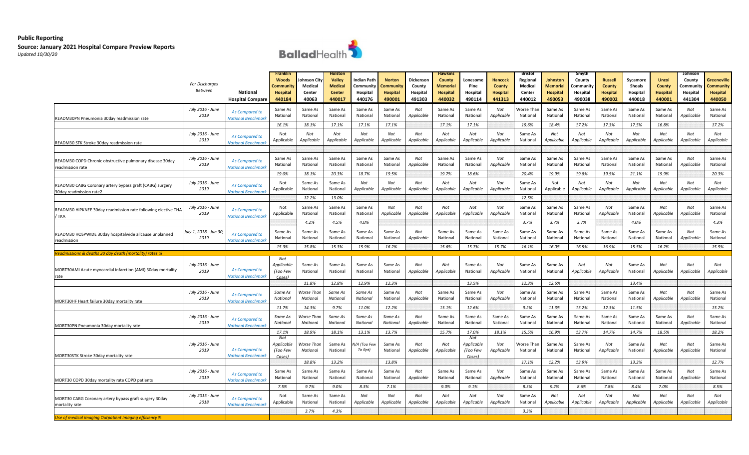**Public Reporting**

**Source: January 2021 Hospital Compare Preview Reports**

*Updated 10/30/20*

| | *For Discharges Between* | **National Hospital Compare** | **Franklin Woods Community Hospital 440184** | **Johnson City Medical Center 40063** | **Holston Valley Medical Center 440017** | **Indian Path Community Hospital 440176** | **Norton Community Hospital 490001** | **Dickenson County Hospital 491303** | **Hawkins County Memorial Hospital 440032** | **Lonesome Pine Hospital 490114** | **Hancock County Hospital 441313** | **Bristol Regional Medical Center 440012** | **Johnston Memorial Hospital 490053** | **Smyth County Community Hospital 490038** | **Russell County Hospital 490002** | **Sycamore Shoals Hospital 440018** | **Unicoi County Hospital 440001** | **Johnson County Community Hospital 441304** | **Greeneville Community Hospital 440050** |
|---|---|---|---|---|---|---|---|---|---|---|---|---|---|---|---|---|---|---|---|---|
| READM30PN Pneumonia 30day readmission rate | *July 2016 - June 2019* | *As Compared to National Benchmark* | Same As National | Same As National | Same As National | Same As National | Same As National | *Not Applicable* | Same As National | Same As National | *Not Applicable* | Worse Than National | Same As National | Same As National | Same As National | Same As National | Same As National | *Not Applicable* | Same As National |
| | | | *16.1%* | *18.1%* | *17.1%* | *17.1%* | *17.1%* | | *17.1%* | *17.1%* | | *19.6%* | *18.4%* | *17.2%* | *17.3%* | *17.5%* | *16.8%* | | *17.2%* |
| READM30 STK Stroke 30day readmission rate | *July 2016 - June 2019* | *As Compared to National Benchmark* | Not Applicable | *Not Applicable* | *Not Applicable* | *Not Applicable* | *Not Applicable* | *Not Applicable* | *Not Applicable* | *Not Applicable* | *Not Applicable* | Same As National | *Not Applicable* | *Not Applicable* | *Not Applicable* | *Not Applicable* | *Not Applicable* | *Not Applicable* | *Not Applicable* |
| | | | | | | | | | | | | | | | | | | | |
| READM30 COPD Chronic obstructive pulmonary disease 30day readmission rate | *July 2016 - June 2019* | *As Compared to National Benchmark* | Same As National | Same As National | Same As National | Same As National | Same As National | *Not Applicable* | Same As National | Same As National | *Not Applicable* | Same As National | Same As National | Same As National | Same As National | Same As National | Same As National | *Not Applicable* | Same As National |
| | | | *19.0%* | *18.1%* | *20.3%* | *18.7%* | *19.5%* | | *19.7%* | *18.6%* | | *20.4%* | *19.9%* | *19.8%* | *19.5%* | *21.1%* | *19.9%* | | *20.3%* |
| READM30 CABG Coronary artery bypass graft (CABG) surgery 30day readmission rate2 | *July 2016 - June 2019* | *As Compared to National Benchmark* | Not Applicable | Same As National | Same As National | *Not Applicable* | *Not Applicable* | *Not Applicable* | *Not Applicable* | *Not Applicable* | *Not Applicable* | Same As National | Not Applicable | *Not Applicable* | *Not Applicable* | *Not Applicable* | *Not Applicable* | *Not Applicable* | *Not Applicable* |
| | | | | *12.2%* | *13.0%* | | | | | | | *12.5%* | | | | | | | |
| READM30 HIPKNEE 30day readmission rate following elective THA / TKA | *July 2016 - June 2019* | *As Compared to National Benchmark* | Not Applicable | Same As National | Same As National | Same As National | *Not Applicable* | *Not Applicable* | *Not Applicable* | *Not Applicable* | *Not Applicable* | Same As National | Same As National | Same As National | *Not Applicable* | Same As National | *Not Applicable* | *Not Applicable* | Same As National |
| | | | | *4.2%* | *4.5%* | *4.0%* | | | | | | *3.7%* | *3.7%* | *3.7%* | | *4.0%* | | | *4.3%* |
| READM30 HOSPWIDE 30day hospitalwide allcause unplanned readmission | *July 1, 2018 - Jun 30, 2019* | *As Compared to National Benchmark* | Same As National | Same As National | Same As National | Same As National | Same As National | *Not Applicable* | Same As National | Same As National | Same As National | Same As National | Same As National | Same As National | Same As National | Same As National | Same As National | *Not Applicable* | Same As National |
| | | | *15.3%* | *15.8%* | *15.3%* | *15.9%* | *16.2%* | | *15.6%* | *15.7%* | *15.7%* | *16.1%* | *16.0%* | *16.5%* | *16.9%* | *15.5%* | *16.2%* | | *15.5%* |
| *Readmissions & deaths 30 day death (mortality) rates %* | | | | | | | | | | | | | | | | | | | |
| MORT30AMI Acute myocardial infarction (AMI) 30day mortality rate | *July 2016 - June 2019* | *As Compared to National Benchmark* | *Not Applicable (Too Few Cases)* | Same As National | Same As National | Same As National | Same As National | *Not Applicable* | *Not Applicable* | Same As National | *Not Applicable* | Same As National | Same As National | *Not Applicable* | *Not Applicable* | Same As National | *Not Applicable* | *Not Applicable* | *Not Applicable* |
| | | | | *11.8%* | *12.8%* | *12.9%* | *12.3%* | | | *13.5%* | | *12.3%* | *12.6%* | | | *13.4%* | | | |
| MORT30HF Heart failure 30day mortality rate | *July 2016 - June 2019* | *As Compared to National Benchmark* | *Same As National* | *Worse Than National* | *Same As National* | *Same As National* | Same As National | *Not Applicable* | Same As National | Same As National | *Not Applicable* | Same As National | Same As National | Same As National | Same As National | Same As National | *Not Applicable* | *Not Applicable* | Same As National |
| | | | *11.7%* | *14.3%* | *9.7%* | *11.0%* | *12.2%* | | *13.1%* | *12.6%* | | *9.2%* | *11.3%* | *13.2%* | *12.3%* | *11.5%* | | | *13.2%* |
| MORT30PN Pneumonia 30day mortality rate | *July 2016 - June 2019* | *As Compared to National Benchmark* | *Same As National* | *Worse Than National* | *Same As National* | *Same As National* | *Same As National* | *Not Applicable* | Same As National | Same As National | Same As National | Same As National | Same As National | Same As National | Same As National | Same As National | Same As National | *Not Applicable* | Same As National |
| | | | *17.1%* | *18.9%* | *18.1%* | *13.1%* | *13.7%* | | *15.7%* | *17.0%* | *18.1%* | *15.5%* | *16.9%* | *13.7%* | *14.7%* | *14.7%* | *18.5%* | | *18.2%* |
| MORT30STK Stroke 30day mortality rate | *July 2016 - June 2019* | *As Compared to National Benchmark* | *Not Applicable (Too Few Cases)* | *Worse Than National* | Same As National | *N/A (Too Few To Rpt)* | Same As National | *Not Applicable* | *Not Applicable* | *Not Applicable (Too Few Cases)* | *Not Applicable* | Worse Than National | Same As National | Same As National | *Not Applicable* | Same As National | *Not Applicable* | *Not Applicable* | Same As National |
| | | | | *18.8%* | *13.2%* | | *13.8%* | | | | | *17.1%* | *12.2%* | *13.9%* | | *13.3%* | | | *12.7%* |
| MORT30 COPD 30day mortality rate COPD patients | *July 2016 - June 2019* | *As Compared to National Benchmark* | Same As National | Same As National | Same As National | Same As National | Same As National | *Not Applicable* | Same As National | Same As National | *Not Applicable* | Same As National | Same As National | Same As National | Same As National | Same As National | Same As National | *Not Applicable* | Same As National |
| | | | *7.5%* | *9.7%* | *9.0%* | *8.3%* | *7.1%* | | *9.0%* | *9.1%* | | *8.3%* | *9.2%* | *8.6%* | *7.8%* | *8.4%* | *7.0%* | | *8.5%* |
| MORT30 CABG Coronary artery bypass graft surgery 30day mortality rate | *July 2015 - June 2018* | *As Compared to National Benchmark* | Not Applicable | Same As National | Same As National | *Not Applicable* | *Not Applicable* | *Not Applicable* | *Not Applicable* | *Not Applicable* | *Not Applicable* | Same As National | *Not Applicable* | *Not Applicable* | *Not Applicable* | *Not Applicable* | *Not Applicable* | *Not Applicable* | *Not Applicable* |
| | | | | *3.7%* | *4.3%* | | | | | | | *3.3%* | | | | | | | |
| *Use of medical imaging Outpatient imaging efficiency %* | | | | | | | | | | | | | | | | | | | |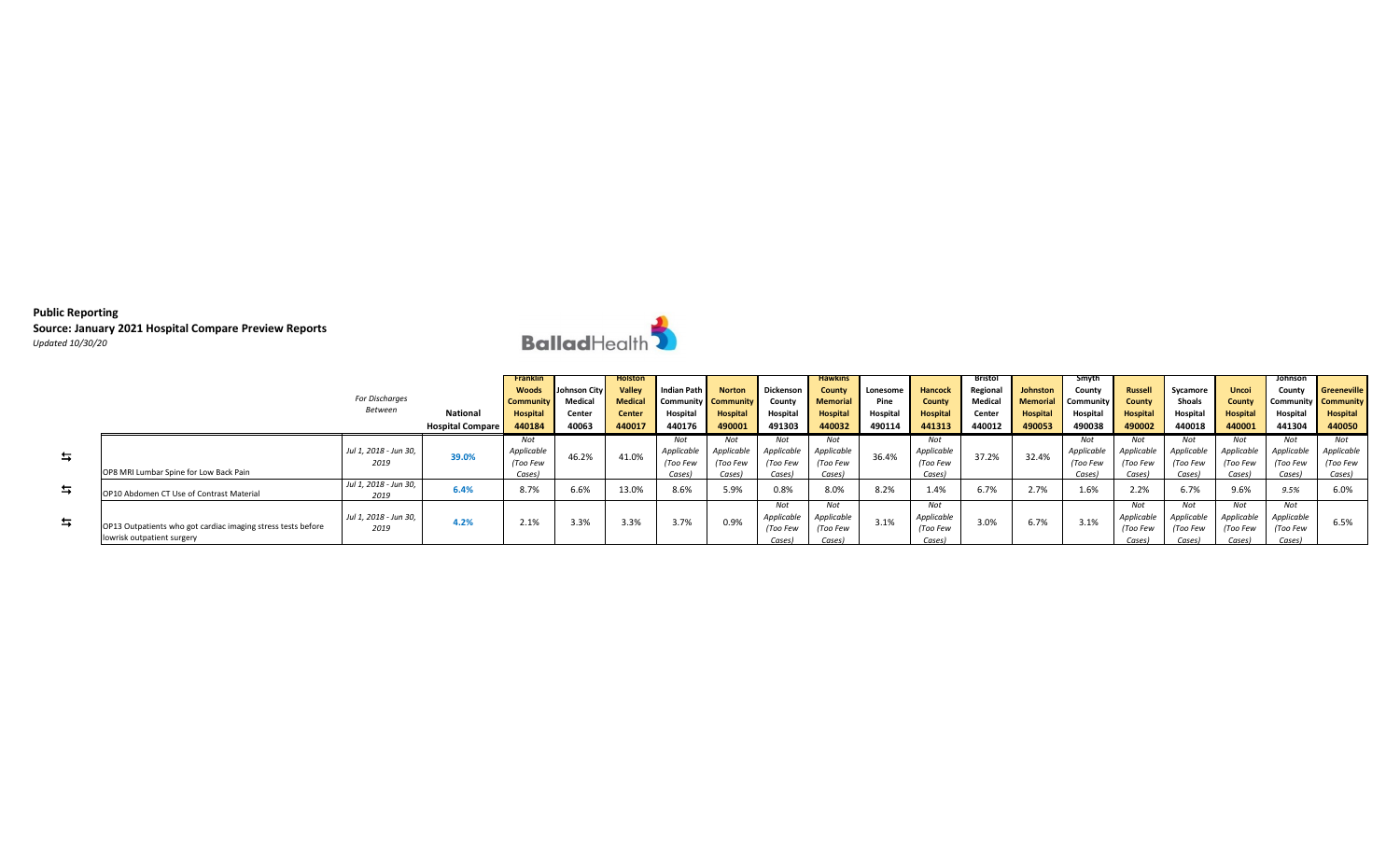**Public Reporting**
**Source: January 2021 Hospital Compare Preview Reports**
*Updated 10/30/20*

| | *For Discharges Between* | National Hospital Compare | Franklin Woods Community Hospital 440184 | Johnson City Medical Center 40063 | Holston Valley Medical Center 440017 | Indian Path Community Hospital 440176 | Norton Community Hospital 490001 | Dickenson County Hospital 491303 | Hawkins County Memorial Hospital 440032 | Lonesome Pine Hospital 490114 | Hancock County Hospital 441313 | Bristol Regional Medical Center 440012 | Johnston Memorial Hospital 490053 | Smyth County Community Hospital 490038 | Russell County Hospital 490002 | Sycamore Shoals Hospital 440018 | Unicoi County Hospital 440001 | Johnson County Community Hospital 441304 | Greeneville Community Hospital 440050 |
|---|---|---|---|---|---|---|---|---|---|---|---|---|---|---|---|---|---|---|---|
| OP8 MRI Lumbar Spine for Low Back Pain | *Jul 1, 2018 - Jun 30, 2019* | 39.0% | *Not Applicable (Too Few Cases)* | 46.2% | 41.0% | *Not Applicable (Too Few Cases)* | *Not Applicable (Too Few Cases)* | *Not Applicable (Too Few Cases)* | *Not Applicable (Too Few Cases)* | 36.4% | *Not Applicable (Too Few Cases)* | 37.2% | 32.4% | *Not Applicable (Too Few Cases)* | *Not Applicable (Too Few Cases)* | *Not Applicable (Too Few Cases)* | *Not Applicable (Too Few Cases)* | *Not Applicable (Too Few Cases)* | *Not Applicable (Too Few Cases)* |
| OP10 Abdomen CT Use of Contrast Material | *Jul 1, 2018 - Jun 30, 2019* | 6.4% | 8.7% | 6.6% | 13.0% | 8.6% | 5.9% | 0.8% | 8.0% | 8.2% | 1.4% | 6.7% | 2.7% | 1.6% | 2.2% | 6.7% | 9.6% | *9.5%* | 6.0% |
| OP13 Outpatients who got cardiac imaging stress tests before lowrisk outpatient surgery | *Jul 1, 2018 - Jun 30, 2019* | 4.2% | 2.1% | 3.3% | 3.3% | 3.7% | 0.9% | *Not Applicable (Too Few Cases)* | *Not Applicable (Too Few Cases)* | 3.1% | *Not Applicable (Too Few Cases)* | 3.0% | 6.7% | 3.1% | *Not Applicable (Too Few Cases)* | *Not Applicable (Too Few Cases)* | *Not Applicable (Too Few Cases)* | *Not Applicable (Too Few Cases)* | 6.5% |